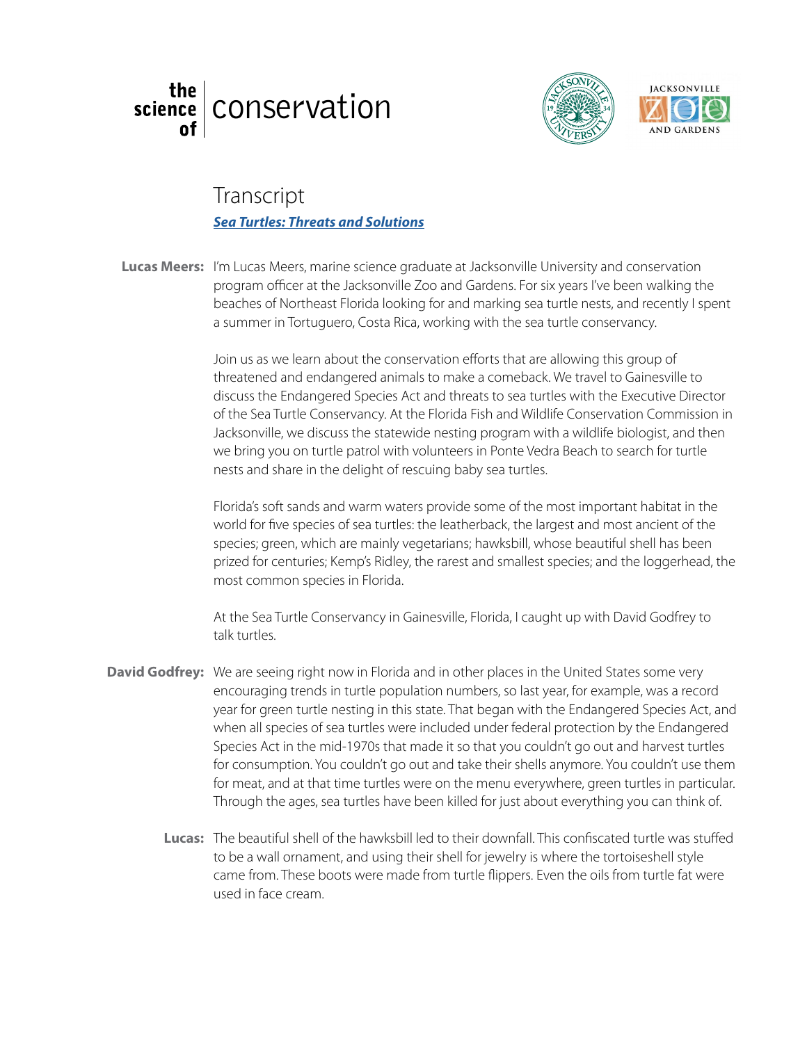the science of | conservation

# Transcript

***Sea Turtles: Threats and Solutions***

**Lucas Meers:** I'm Lucas Meers, marine science graduate at Jacksonville University and conservation program officer at the Jacksonville Zoo and Gardens. For six years I've been walking the beaches of Northeast Florida looking for and marking sea turtle nests, and recently I spent a summer in Tortuguero, Costa Rica, working with the sea turtle conservancy.

Join us as we learn about the conservation efforts that are allowing this group of threatened and endangered animals to make a comeback. We travel to Gainesville to discuss the Endangered Species Act and threats to sea turtles with the Executive Director of the Sea Turtle Conservancy. At the Florida Fish and Wildlife Conservation Commission in Jacksonville, we discuss the statewide nesting program with a wildlife biologist, and then we bring you on turtle patrol with volunteers in Ponte Vedra Beach to search for turtle nests and share in the delight of rescuing baby sea turtles.

Florida's soft sands and warm waters provide some of the most important habitat in the world for five species of sea turtles: the leatherback, the largest and most ancient of the species; green, which are mainly vegetarians; hawksbill, whose beautiful shell has been prized for centuries; Kemp's Ridley, the rarest and smallest species; and the loggerhead, the most common species in Florida.

At the Sea Turtle Conservancy in Gainesville, Florida, I caught up with David Godfrey to talk turtles.

**David Godfrey:** We are seeing right now in Florida and in other places in the United States some very encouraging trends in turtle population numbers, so last year, for example, was a record year for green turtle nesting in this state. That began with the Endangered Species Act, and when all species of sea turtles were included under federal protection by the Endangered Species Act in the mid-1970s that made it so that you couldn't go out and harvest turtles for consumption. You couldn't go out and take their shells anymore. You couldn't use them for meat, and at that time turtles were on the menu everywhere, green turtles in particular. Through the ages, sea turtles have been killed for just about everything you can think of.

**Lucas:** The beautiful shell of the hawksbill led to their downfall. This confiscated turtle was stuffed to be a wall ornament, and using their shell for jewelry is where the tortoiseshell style came from. These boots were made from turtle flippers. Even the oils from turtle fat were used in face cream.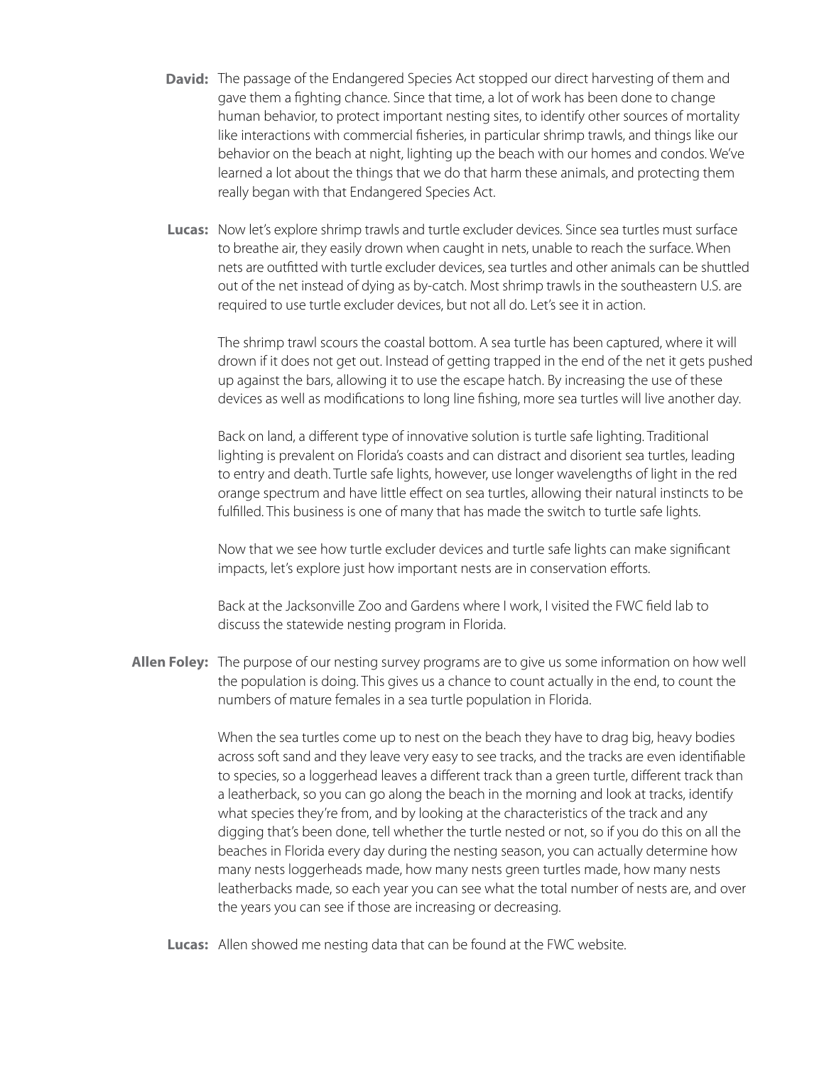**David:** The passage of the Endangered Species Act stopped our direct harvesting of them and gave them a fighting chance. Since that time, a lot of work has been done to change human behavior, to protect important nesting sites, to identify other sources of mortality like interactions with commercial fisheries, in particular shrimp trawls, and things like our behavior on the beach at night, lighting up the beach with our homes and condos. We've learned a lot about the things that we do that harm these animals, and protecting them really began with that Endangered Species Act.

**Lucas:** Now let's explore shrimp trawls and turtle excluder devices. Since sea turtles must surface to breathe air, they easily drown when caught in nets, unable to reach the surface. When nets are outfitted with turtle excluder devices, sea turtles and other animals can be shuttled out of the net instead of dying as by-catch. Most shrimp trawls in the southeastern U.S. are required to use turtle excluder devices, but not all do. Let's see it in action.

The shrimp trawl scours the coastal bottom. A sea turtle has been captured, where it will drown if it does not get out. Instead of getting trapped in the end of the net it gets pushed up against the bars, allowing it to use the escape hatch. By increasing the use of these devices as well as modifications to long line fishing, more sea turtles will live another day.

Back on land, a different type of innovative solution is turtle safe lighting. Traditional lighting is prevalent on Florida's coasts and can distract and disorient sea turtles, leading to entry and death. Turtle safe lights, however, use longer wavelengths of light in the red orange spectrum and have little effect on sea turtles, allowing their natural instincts to be fulfilled. This business is one of many that has made the switch to turtle safe lights.

Now that we see how turtle excluder devices and turtle safe lights can make significant impacts, let's explore just how important nests are in conservation efforts.

Back at the Jacksonville Zoo and Gardens where I work, I visited the FWC field lab to discuss the statewide nesting program in Florida.

**Allen Foley:** The purpose of our nesting survey programs are to give us some information on how well the population is doing. This gives us a chance to count actually in the end, to count the numbers of mature females in a sea turtle population in Florida.

When the sea turtles come up to nest on the beach they have to drag big, heavy bodies across soft sand and they leave very easy to see tracks, and the tracks are even identifiable to species, so a loggerhead leaves a different track than a green turtle, different track than a leatherback, so you can go along the beach in the morning and look at tracks, identify what species they're from, and by looking at the characteristics of the track and any digging that's been done, tell whether the turtle nested or not, so if you do this on all the beaches in Florida every day during the nesting season, you can actually determine how many nests loggerheads made, how many nests green turtles made, how many nests leatherbacks made, so each year you can see what the total number of nests are, and over the years you can see if those are increasing or decreasing.

**Lucas:** Allen showed me nesting data that can be found at the FWC website.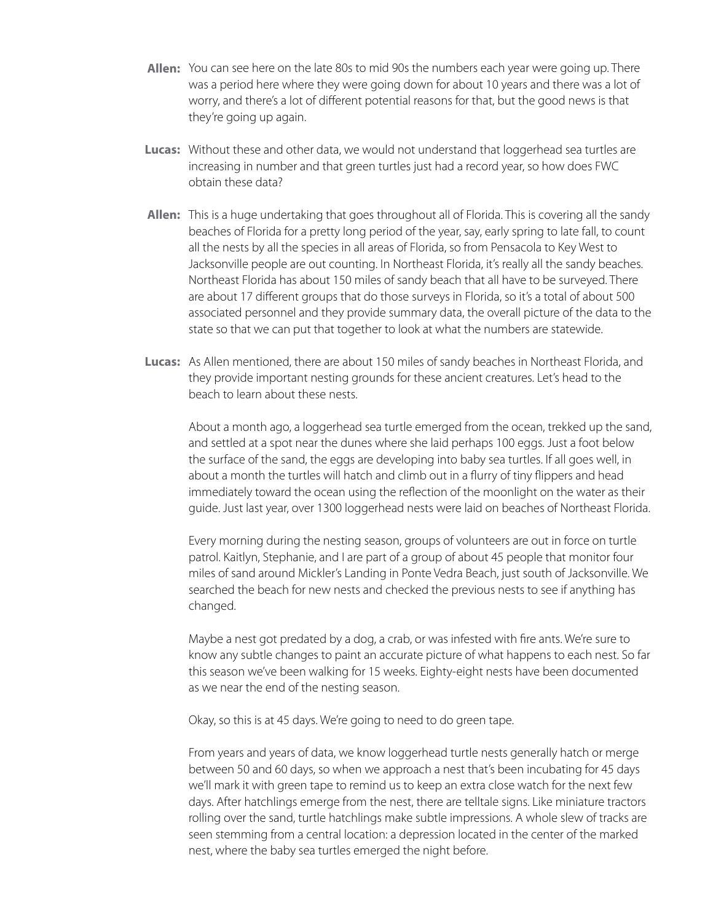**Allen:** You can see here on the late 80s to mid 90s the numbers each year were going up. There was a period here where they were going down for about 10 years and there was a lot of worry, and there's a lot of different potential reasons for that, but the good news is that they're going up again.

**Lucas:** Without these and other data, we would not understand that loggerhead sea turtles are increasing in number and that green turtles just had a record year, so how does FWC obtain these data?

**Allen:** This is a huge undertaking that goes throughout all of Florida. This is covering all the sandy beaches of Florida for a pretty long period of the year, say, early spring to late fall, to count all the nests by all the species in all areas of Florida, so from Pensacola to Key West to Jacksonville people are out counting. In Northeast Florida, it's really all the sandy beaches. Northeast Florida has about 150 miles of sandy beach that all have to be surveyed. There are about 17 different groups that do those surveys in Florida, so it's a total of about 500 associated personnel and they provide summary data, the overall picture of the data to the state so that we can put that together to look at what the numbers are statewide.

**Lucas:** As Allen mentioned, there are about 150 miles of sandy beaches in Northeast Florida, and they provide important nesting grounds for these ancient creatures. Let's head to the beach to learn about these nests.

About a month ago, a loggerhead sea turtle emerged from the ocean, trekked up the sand, and settled at a spot near the dunes where she laid perhaps 100 eggs. Just a foot below the surface of the sand, the eggs are developing into baby sea turtles. If all goes well, in about a month the turtles will hatch and climb out in a flurry of tiny flippers and head immediately toward the ocean using the reflection of the moonlight on the water as their guide. Just last year, over 1300 loggerhead nests were laid on beaches of Northeast Florida.

Every morning during the nesting season, groups of volunteers are out in force on turtle patrol. Kaitlyn, Stephanie, and I are part of a group of about 45 people that monitor four miles of sand around Mickler's Landing in Ponte Vedra Beach, just south of Jacksonville. We searched the beach for new nests and checked the previous nests to see if anything has changed.

Maybe a nest got predated by a dog, a crab, or was infested with fire ants. We're sure to know any subtle changes to paint an accurate picture of what happens to each nest. So far this season we've been walking for 15 weeks. Eighty-eight nests have been documented as we near the end of the nesting season.

Okay, so this is at 45 days. We're going to need to do green tape.

From years and years of data, we know loggerhead turtle nests generally hatch or merge between 50 and 60 days, so when we approach a nest that's been incubating for 45 days we'll mark it with green tape to remind us to keep an extra close watch for the next few days. After hatchlings emerge from the nest, there are telltale signs. Like miniature tractors rolling over the sand, turtle hatchlings make subtle impressions. A whole slew of tracks are seen stemming from a central location: a depression located in the center of the marked nest, where the baby sea turtles emerged the night before.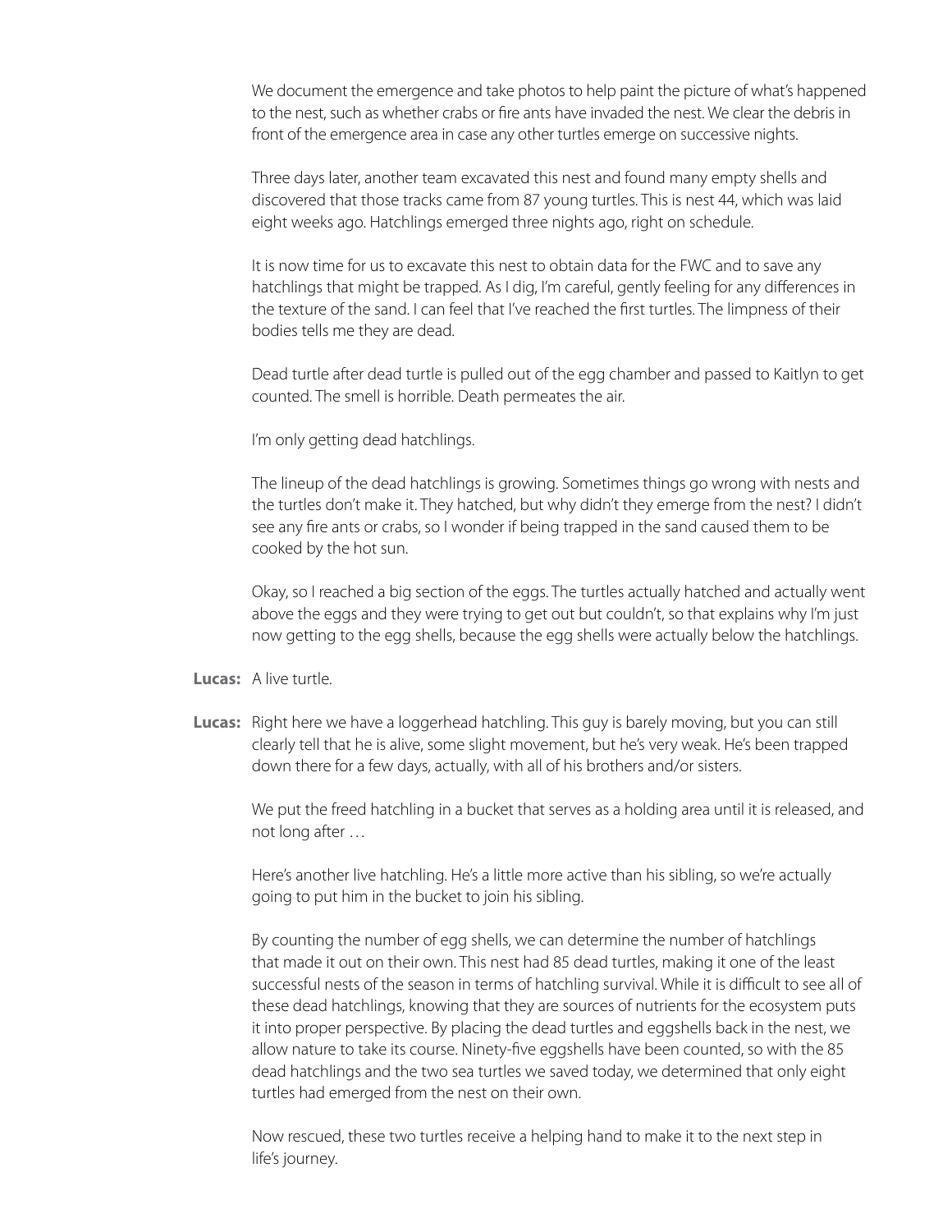We document the emergence and take photos to help paint the picture of what's happened to the nest, such as whether crabs or fire ants have invaded the nest. We clear the debris in front of the emergence area in case any other turtles emerge on successive nights.

Three days later, another team excavated this nest and found many empty shells and discovered that those tracks came from 87 young turtles. This is nest 44, which was laid eight weeks ago. Hatchlings emerged three nights ago, right on schedule.

It is now time for us to excavate this nest to obtain data for the FWC and to save any hatchlings that might be trapped. As I dig, I'm careful, gently feeling for any differences in the texture of the sand. I can feel that I've reached the first turtles. The limpness of their bodies tells me they are dead.

Dead turtle after dead turtle is pulled out of the egg chamber and passed to Kaitlyn to get counted. The smell is horrible. Death permeates the air.

I'm only getting dead hatchlings.

The lineup of the dead hatchlings is growing. Sometimes things go wrong with nests and the turtles don't make it. They hatched, but why didn't they emerge from the nest? I didn't see any fire ants or crabs, so I wonder if being trapped in the sand caused them to be cooked by the hot sun.

Okay, so I reached a big section of the eggs. The turtles actually hatched and actually went above the eggs and they were trying to get out but couldn't, so that explains why I'm just now getting to the egg shells, because the egg shells were actually below the hatchlings.

**Lucas:** A live turtle.

**Lucas:** Right here we have a loggerhead hatchling. This guy is barely moving, but you can still clearly tell that he is alive, some slight movement, but he's very weak. He's been trapped down there for a few days, actually, with all of his brothers and/or sisters.

We put the freed hatchling in a bucket that serves as a holding area until it is released, and not long after …

Here's another live hatchling. He's a little more active than his sibling, so we're actually going to put him in the bucket to join his sibling.

By counting the number of egg shells, we can determine the number of hatchlings that made it out on their own. This nest had 85 dead turtles, making it one of the least successful nests of the season in terms of hatchling survival. While it is difficult to see all of these dead hatchlings, knowing that they are sources of nutrients for the ecosystem puts it into proper perspective. By placing the dead turtles and eggshells back in the nest, we allow nature to take its course. Ninety-five eggshells have been counted, so with the 85 dead hatchlings and the two sea turtles we saved today, we determined that only eight turtles had emerged from the nest on their own.

Now rescued, these two turtles receive a helping hand to make it to the next step in life's journey.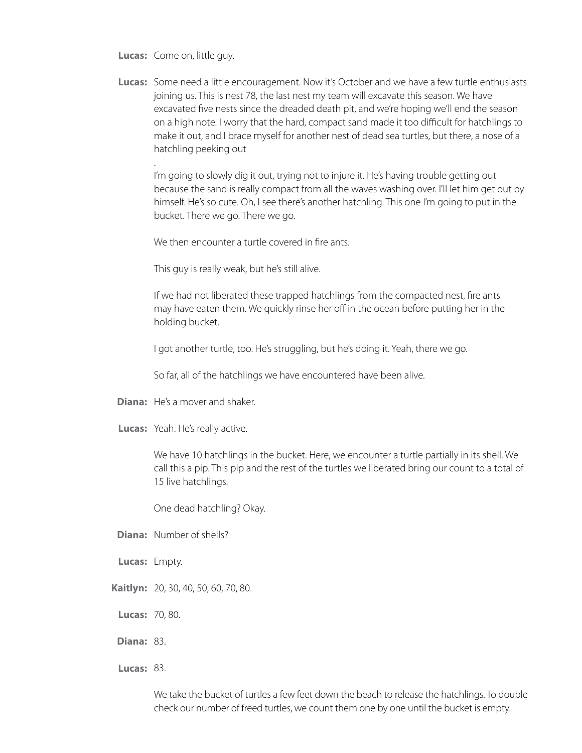**Lucas:** Come on, little guy.

**Lucas:** Some need a little encouragement. Now it's October and we have a few turtle enthusiasts joining us. This is nest 78, the last nest my team will excavate this season. We have excavated five nests since the dreaded death pit, and we're hoping we'll end the season on a high note. I worry that the hard, compact sand made it too difficult for hatchlings to make it out, and I brace myself for another nest of dead sea turtles, but there, a nose of a hatchling peeking out

.

I'm going to slowly dig it out, trying not to injure it. He's having trouble getting out because the sand is really compact from all the waves washing over. I'll let him get out by himself. He's so cute. Oh, I see there's another hatchling. This one I'm going to put in the bucket. There we go. There we go.

We then encounter a turtle covered in fire ants.

This guy is really weak, but he's still alive.

If we had not liberated these trapped hatchlings from the compacted nest, fire ants may have eaten them. We quickly rinse her off in the ocean before putting her in the holding bucket.

I got another turtle, too. He's struggling, but he's doing it. Yeah, there we go.

So far, all of the hatchlings we have encountered have been alive.

**Diana:** He's a mover and shaker.

**Lucas:** Yeah. He's really active.

We have 10 hatchlings in the bucket. Here, we encounter a turtle partially in its shell. We call this a pip. This pip and the rest of the turtles we liberated bring our count to a total of 15 live hatchlings.

One dead hatchling? Okay.

**Diana:** Number of shells?

**Lucas:** Empty.

**Kaitlyn:** 20, 30, 40, 50, 60, 70, 80.

**Lucas:** 70, 80.

**Diana:** 83.

**Lucas:** 83.

We take the bucket of turtles a few feet down the beach to release the hatchlings. To double check our number of freed turtles, we count them one by one until the bucket is empty.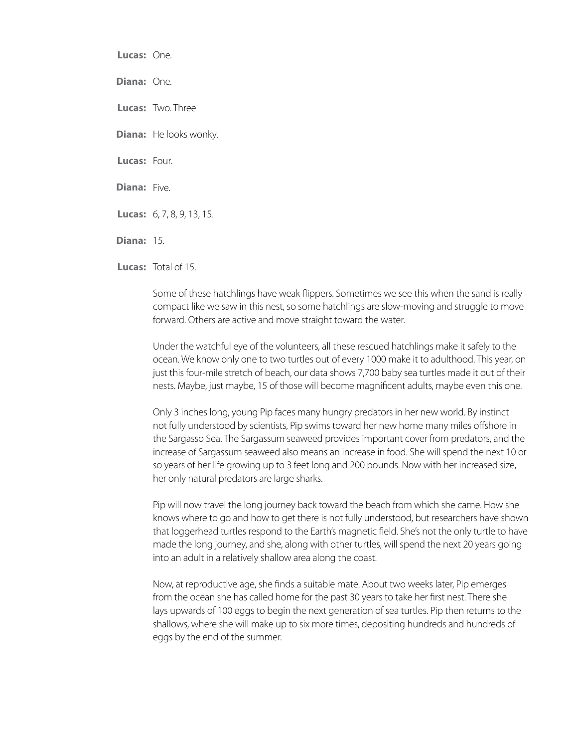**Lucas:** One.

**Diana:** One.

**Lucas:** Two. Three

**Diana:** He looks wonky.

**Lucas:** Four.

**Diana:** Five.

**Lucas:** 6, 7, 8, 9, 13, 15.

**Diana:** 15.

**Lucas:** Total of 15.

Some of these hatchlings have weak flippers. Sometimes we see this when the sand is really compact like we saw in this nest, so some hatchlings are slow-moving and struggle to move forward. Others are active and move straight toward the water.

Under the watchful eye of the volunteers, all these rescued hatchlings make it safely to the ocean. We know only one to two turtles out of every 1000 make it to adulthood. This year, on just this four-mile stretch of beach, our data shows 7,700 baby sea turtles made it out of their nests. Maybe, just maybe, 15 of those will become magnificent adults, maybe even this one.

Only 3 inches long, young Pip faces many hungry predators in her new world. By instinct not fully understood by scientists, Pip swims toward her new home many miles offshore in the Sargasso Sea. The Sargassum seaweed provides important cover from predators, and the increase of Sargassum seaweed also means an increase in food. She will spend the next 10 or so years of her life growing up to 3 feet long and 200 pounds. Now with her increased size, her only natural predators are large sharks.

Pip will now travel the long journey back toward the beach from which she came. How she knows where to go and how to get there is not fully understood, but researchers have shown that loggerhead turtles respond to the Earth's magnetic field. She's not the only turtle to have made the long journey, and she, along with other turtles, will spend the next 20 years going into an adult in a relatively shallow area along the coast.

Now, at reproductive age, she finds a suitable mate. About two weeks later, Pip emerges from the ocean she has called home for the past 30 years to take her first nest. There she lays upwards of 100 eggs to begin the next generation of sea turtles. Pip then returns to the shallows, where she will make up to six more times, depositing hundreds and hundreds of eggs by the end of the summer.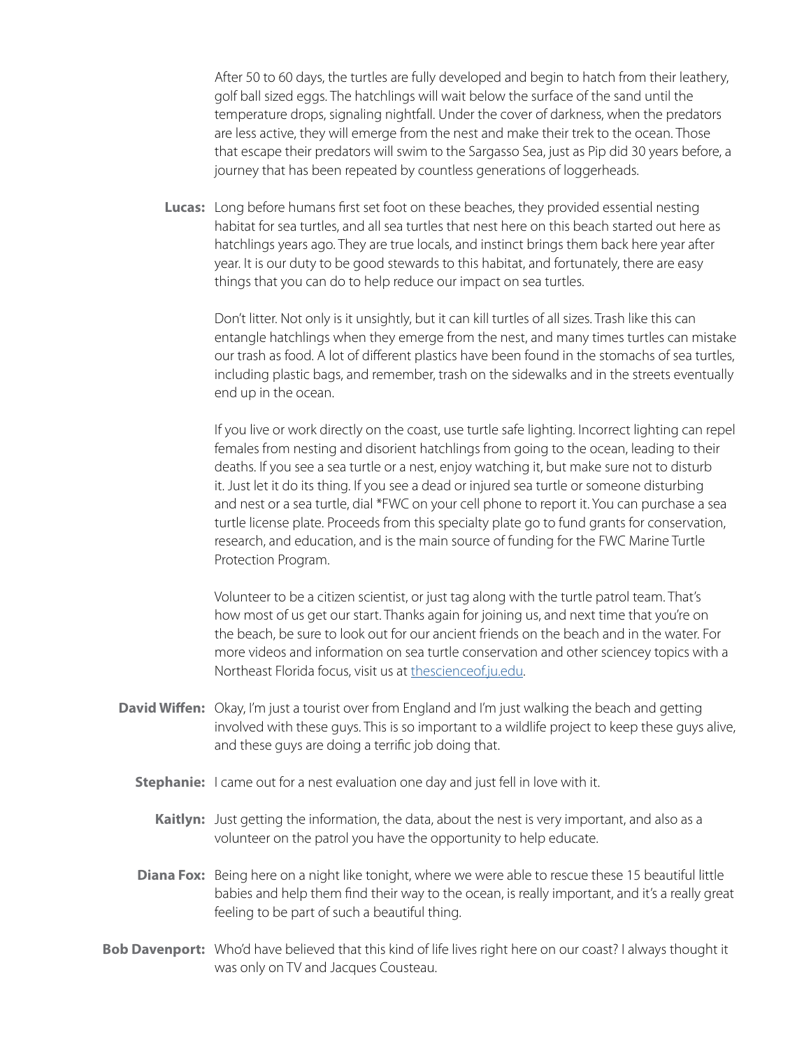After 50 to 60 days, the turtles are fully developed and begin to hatch from their leathery, golf ball sized eggs. The hatchlings will wait below the surface of the sand until the temperature drops, signaling nightfall. Under the cover of darkness, when the predators are less active, they will emerge from the nest and make their trek to the ocean. Those that escape their predators will swim to the Sargasso Sea, just as Pip did 30 years before, a journey that has been repeated by countless generations of loggerheads.

**Lucas:** Long before humans first set foot on these beaches, they provided essential nesting habitat for sea turtles, and all sea turtles that nest here on this beach started out here as hatchlings years ago. They are true locals, and instinct brings them back here year after year. It is our duty to be good stewards to this habitat, and fortunately, there are easy things that you can do to help reduce our impact on sea turtles.

Don't litter. Not only is it unsightly, but it can kill turtles of all sizes. Trash like this can entangle hatchlings when they emerge from the nest, and many times turtles can mistake our trash as food. A lot of different plastics have been found in the stomachs of sea turtles, including plastic bags, and remember, trash on the sidewalks and in the streets eventually end up in the ocean.

If you live or work directly on the coast, use turtle safe lighting. Incorrect lighting can repel females from nesting and disorient hatchlings from going to the ocean, leading to their deaths. If you see a sea turtle or a nest, enjoy watching it, but make sure not to disturb it. Just let it do its thing. If you see a dead or injured sea turtle or someone disturbing and nest or a sea turtle, dial *FWC on your cell phone to report it. You can purchase a sea turtle license plate. Proceeds from this specialty plate go to fund grants for conservation, research, and education, and is the main source of funding for the FWC Marine Turtle Protection Program.

Volunteer to be a citizen scientist, or just tag along with the turtle patrol team. That's how most of us get our start. Thanks again for joining us, and next time that you're on the beach, be sure to look out for our ancient friends on the beach and in the water. For more videos and information on sea turtle conservation and other sciencey topics with a Northeast Florida focus, visit us at [thescienceof.ju.edu](http://thescienceof.ju.edu).

**David Wiffen:** Okay, I'm just a tourist over from England and I'm just walking the beach and getting involved with these guys. This is so important to a wildlife project to keep these guys alive, and these guys are doing a terrific job doing that.

**Stephanie:** I came out for a nest evaluation one day and just fell in love with it.

**Kaitlyn:** Just getting the information, the data, about the nest is very important, and also as a volunteer on the patrol you have the opportunity to help educate.

**Diana Fox:** Being here on a night like tonight, where we were able to rescue these 15 beautiful little babies and help them find their way to the ocean, is really important, and it's a really great feeling to be part of such a beautiful thing.

**Bob Davenport:** Who'd have believed that this kind of life lives right here on our coast? I always thought it was only on TV and Jacques Cousteau.